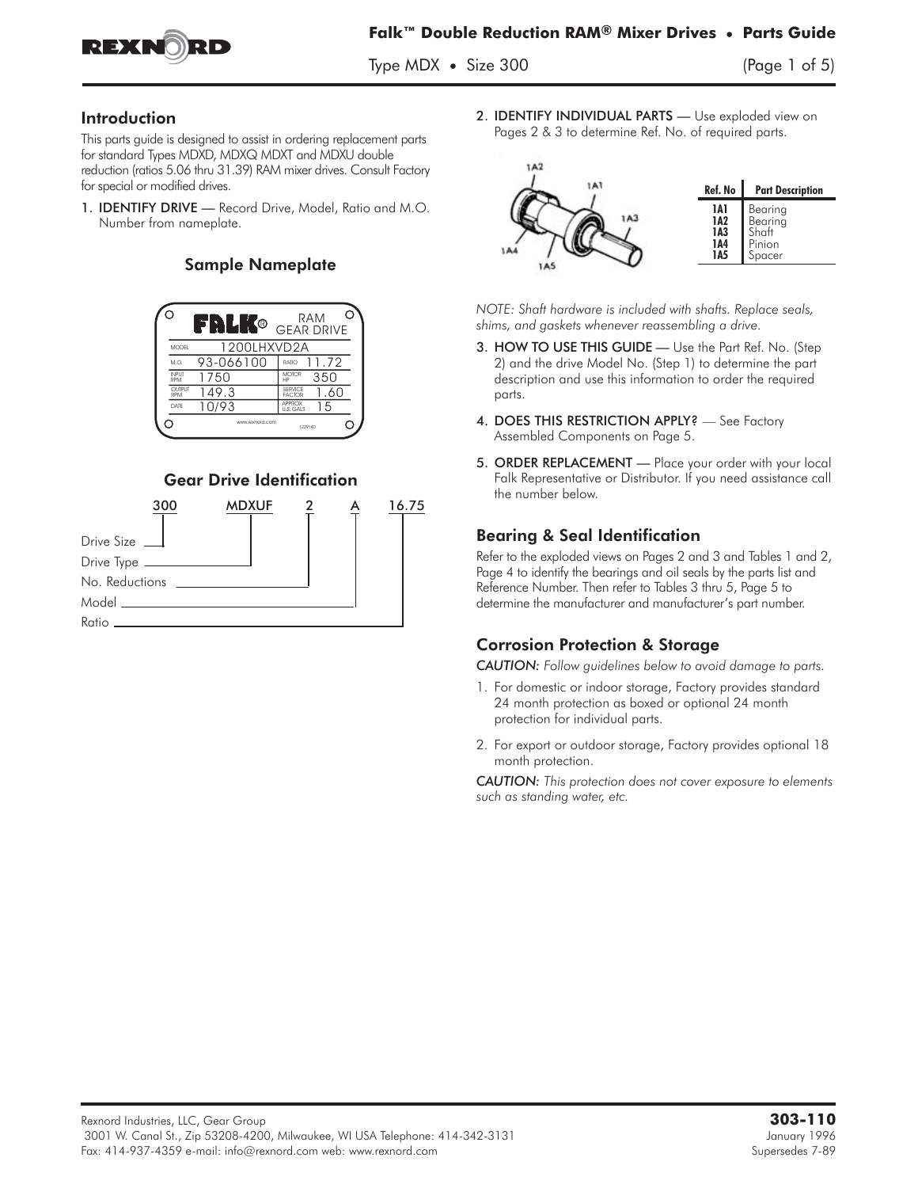## Introduction

This parts guide is designed to assist in ordering replacement parts for standard Types MDXD, MDXQ MDXT and MDXU double reduction (ratios 5.06 thru 31.39) RAM mixer drives. Consult Factory for special or modified drives.

1. **IDENTIFY DRIVE** — Record Drive, Model, Ratio and M.O. Number from nameplate.

### Sample Nameplate

| FALK® RAM GEAR DRIVE | | | |
|---|---|---|---|
| MODEL | 1200LHXVD2A | | |
| M.O. | 93-066100 | RATIO | 11.72 |
| INPUT RPM | 1750 | MOTOR HP | 350 |
| OUTPUT RPM | 149.3 | SERVICE FACTOR | 1.60 |
| DATE | 10/93 | APPROX U.S. GALS | 15 |

www.rexnord.com 1229140

### Gear Drive Identification

300 MDXUF 2 A 16.75

- Drive Size — 300
- Drive Type — MDXUF
- No. Reductions — 2
- Model — A
- Ratio — 16.75

2. **IDENTIFY INDIVIDUAL PARTS** — Use exploded view on Pages 2 & 3 to determine Ref. No. of required parts.

| Ref. No | Part Description |
|---|---|
| 1A1 | Bearing |
| 1A2 | Bearing |
| 1A3 | Shaft |
| 1A4 | Pinion |
| 1A5 | Spacer |

*NOTE: Shaft hardware is included with shafts. Replace seals, shims, and gaskets whenever reassembling a drive.*

3. **HOW TO USE THIS GUIDE** — Use the Part Ref. No. (Step 2) and the drive Model No. (Step 1) to determine the part description and use this information to order the required parts.
4. **DOES THIS RESTRICTION APPLY?** — See Factory Assembled Components on Page 5.
5. **ORDER REPLACEMENT** — Place your order with your local Falk Representative or Distributor. If you need assistance call the number below.

## Bearing & Seal Identification

Refer to the exploded views on Pages 2 and 3 and Tables 1 and 2, Page 4 to identify the bearings and oil seals by the parts list and Reference Number. Then refer to Tables 3 thru 5, Page 5 to determine the manufacturer and manufacturer's part number.

## Corrosion Protection & Storage

*CAUTION: Follow guidelines below to avoid damage to parts.*

1. For domestic or indoor storage, Factory provides standard 24 month protection as boxed or optional 24 month protection for individual parts.
2. For export or outdoor storage, Factory provides optional 18 month protection.

*CAUTION: This protection does not cover exposure to elements such as standing water, etc.*

Rexnord Industries, LLC, Gear Group
3001 W. Canal St., Zip 53208-4200, Milwaukee, WI USA Telephone: 414-342-3131
Fax: 414-937-4359 e-mail: info@rexnord.com web: www.rexnord.com

**303-110**
January 1996
Supersedes 7-89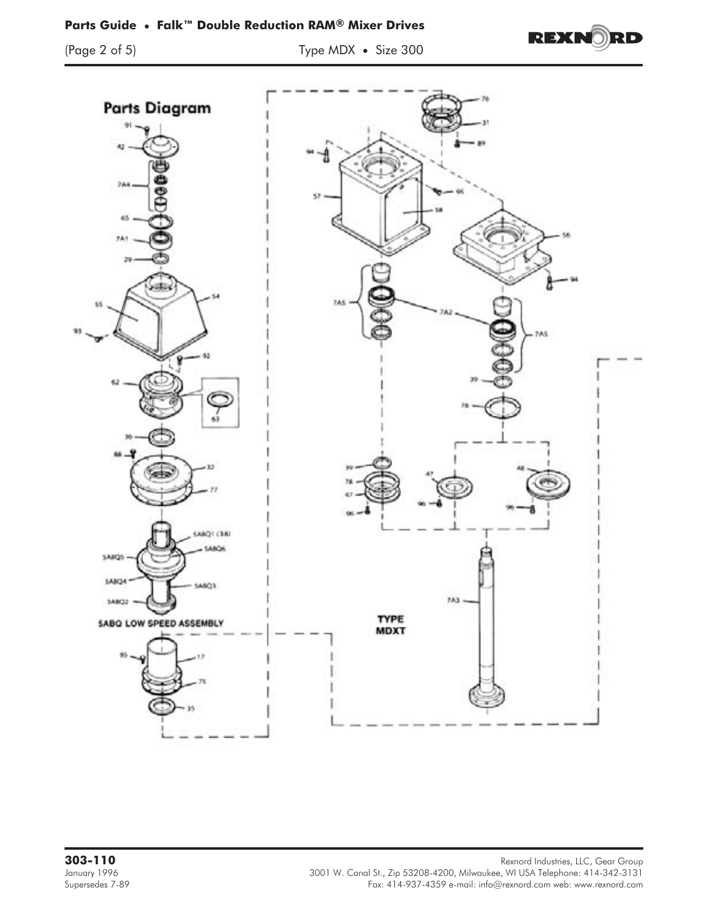## Parts Diagram

91
42
7A4
65
7A1
29
55
54
93
92
62
63
30
88
32
77
5ABQ1 (38)
5ABQ6
5ABQ5
5ABQ4
5ABQ3
5ABQ2

**5ABQ LOW SPEED ASSEMBLY**

85
17
75
35

76
31
89
94
57
95
58
56
94
7A5
7A2
7A5
39
78
39
78
47
96
47
96
48
96
7A3

**TYPE MDXT**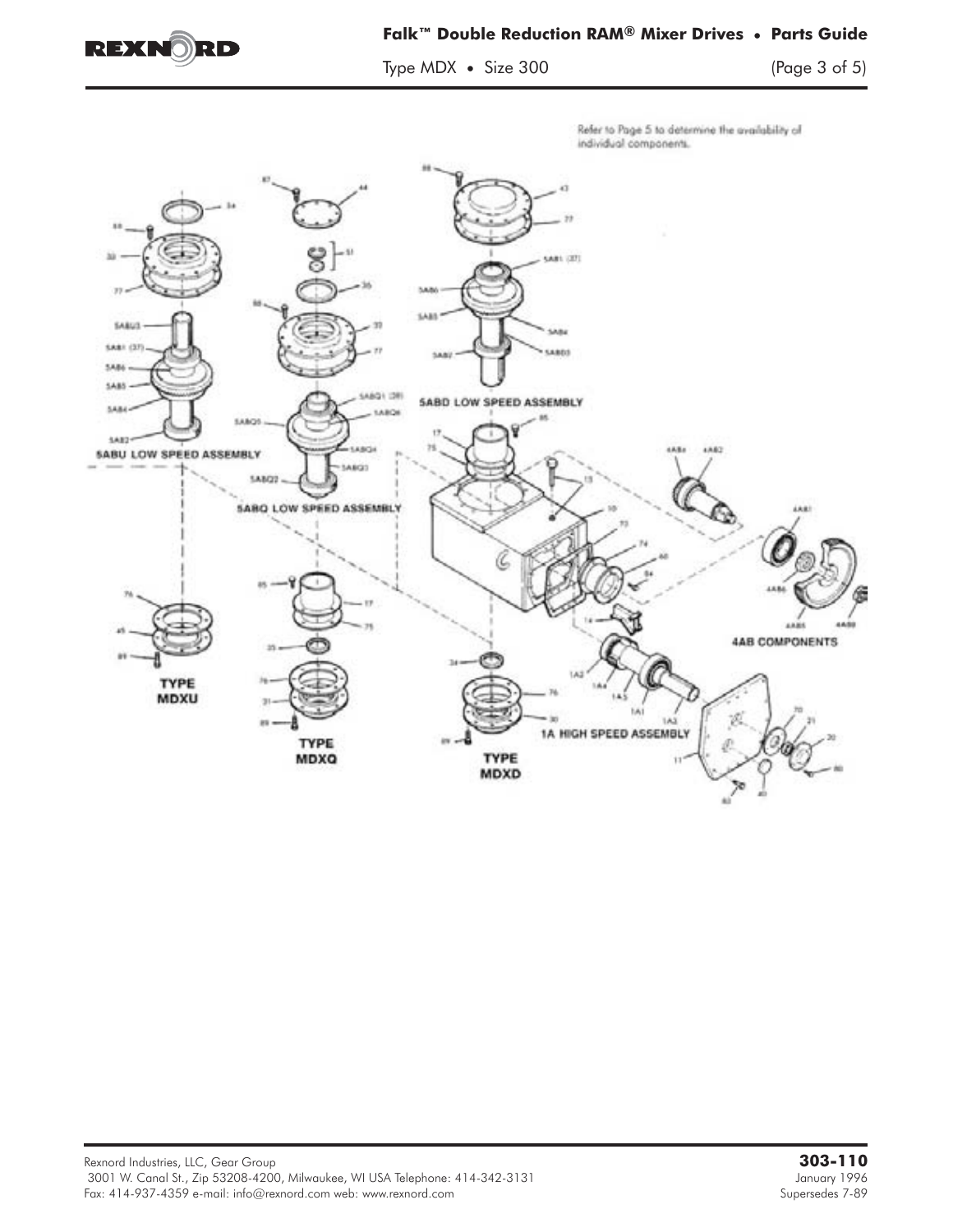Refer to Page 5 to determine the availability of individual components.

5ABU LOW SPEED ASSEMBLY

5ABQ LOW SPEED ASSEMBLY

5ABD LOW SPEED ASSEMBLY

4AB COMPONENTS

1A HIGH SPEED ASSEMBLY

TYPE MDXU

TYPE MDXQ

TYPE MDXD

Rexnord Industries, LLC, Gear Group
3001 W. Canal St., Zip 53208-4200, Milwaukee, WI USA Telephone: 414-342-3131
Fax: 414-937-4359 e-mail: info@rexnord.com web: www.rexnord.com

**303-110**
January 1996
Supersedes 7-89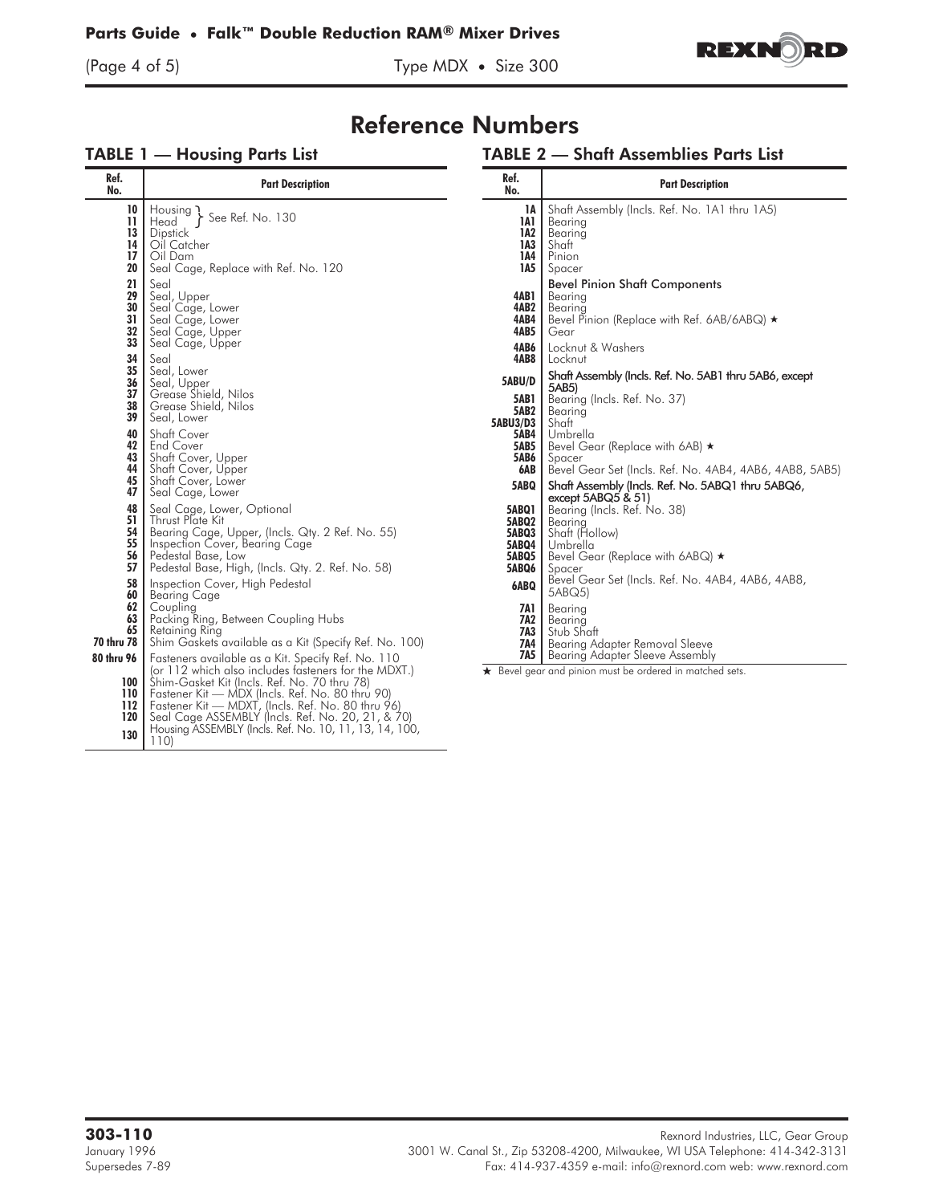# Reference Numbers

## TABLE 1 — Housing Parts List

| Ref. No. | Part Description |
|---|---|
| 10 | Housing } See Ref. No. 130 |
| 11 | Head } See Ref. No. 130 |
| 13 | Dipstick |
| 14 | Oil Catcher |
| 17 | Oil Dam |
| 20 | Seal Cage, Replace with Ref. No. 120 |
| 21 | Seal |
| 29 | Seal, Upper |
| 30 | Seal Cage, Lower |
| 31 | Seal Cage, Lower |
| 32 | Seal Cage, Upper |
| 33 | Seal Cage, Upper |
| 34 | Seal |
| 35 | Seal, Lower |
| 36 | Seal, Upper |
| 37 | Grease Shield, Nilos |
| 38 | Grease Shield, Nilos |
| 39 | Seal, Lower |
| 40 | Shaft Cover |
| 42 | End Cover |
| 43 | Shaft Cover, Upper |
| 44 | Shaft Cover, Upper |
| 45 | Shaft Cover, Lower |
| 47 | Seal Cage, Lower |
| 48 | Seal Cage, Lower, Optional |
| 51 | Thrust Plate Kit |
| 54 | Bearing Cage, Upper, (Incls. Qty. 2 Ref. No. 55) |
| 55 | Inspection Cover, Bearing Cage |
| 56 | Pedestal Base, Low |
| 57 | Pedestal Base, High, (Incls. Qty. 2. Ref. No. 58) |
| 58 | Inspection Cover, High Pedestal |
| 60 | Bearing Cage |
| 62 | Coupling |
| 63 | Packing Ring, Between Coupling Hubs |
| 65 | Retaining Ring |
| 70 thru 78 | Shim Gaskets available as a Kit (Specify Ref. No. 100) |
| 80 thru 96 | Fasteners available as a Kit. Specify Ref. No. 110 (or 112 which also includes fasteners for the MDXT.) |
| 100 | Shim-Gasket Kit (Incls. Ref. No. 70 thru 78) |
| 110 | Fastener Kit — MDX (Incls. Ref. No. 80 thru 90) |
| 112 | Fastener Kit — MDXT, (Incls. Ref. No. 80 thru 96) |
| 120 | Seal Cage ASSEMBLY (Incls. Ref. No. 20, 21, & 70) |
| 130 | Housing ASSEMBLY (Incls. Ref. No. 10, 11, 13, 14, 100, 110) |

## TABLE 2 — Shaft Assemblies Parts List

| Ref. No. | Part Description |
|---|---|
| 1A | Shaft Assembly (Incls. Ref. No. 1A1 thru 1A5) |
| 1A1 | Bearing |
| 1A2 | Bearing |
| 1A3 | Shaft |
| 1A4 | Pinion |
| 1A5 | Spacer |
| | **Bevel Pinion Shaft Components** |
| 4AB1 | Bearing |
| 4AB2 | Bearing |
| 4AB4 | Bevel Pinion (Replace with Ref. 6AB/6ABQ) ★ |
| 4AB5 | Gear |
| 4AB6 | Locknut & Washers |
| 4AB8 | Locknut |
| 5ABU/D | **Shaft Assembly (Incls. Ref. No. 5AB1 thru 5AB6, except 5AB5)** |
| 5AB1 | Bearing (Incls. Ref. No. 37) |
| 5AB2 | Bearing |
| 5ABU3/D3 | Shaft |
| 5AB4 | Umbrella |
| 5AB5 | Bevel Gear (Replace with 6AB) ★ |
| 5AB6 | Spacer |
| 6AB | Bevel Gear Set (Incls. Ref. No. 4AB4, 4AB6, 4AB8, 5AB5) |
| 5ABQ | **Shaft Assembly (Incls. Ref. No. 5ABQ1 thru 5ABQ6, except 5ABQ5 & 51)** |
| 5ABQ1 | Bearing (Incls. Ref. No. 38) |
| 5ABQ2 | Bearing |
| 5ABQ3 | Shaft (Hollow) |
| 5ABQ4 | Umbrella |
| 5ABQ5 | Bevel Gear (Replace with 6ABQ) ★ |
| 5ABQ6 | Spacer |
| 6ABQ | Bevel Gear Set (Incls. Ref. No. 4AB4, 4AB6, 4AB8, 5ABQ5) |
| 7A1 | Bearing |
| 7A2 | Bearing |
| 7A3 | Stub Shaft |
| 7A4 | Bearing Adapter Removal Sleeve |
| 7A5 | Bearing Adapter Sleeve Assembly |

★ Bevel gear and pinion must be ordered in matched sets.

**303-110**
January 1996
Supersedes 7-89

Rexnord Industries, LLC, Gear Group
3001 W. Canal St., Zip 53208-4200, Milwaukee, WI USA Telephone: 414-342-3131
Fax: 414-937-4359 e-mail: info@rexnord.com web: www.rexnord.com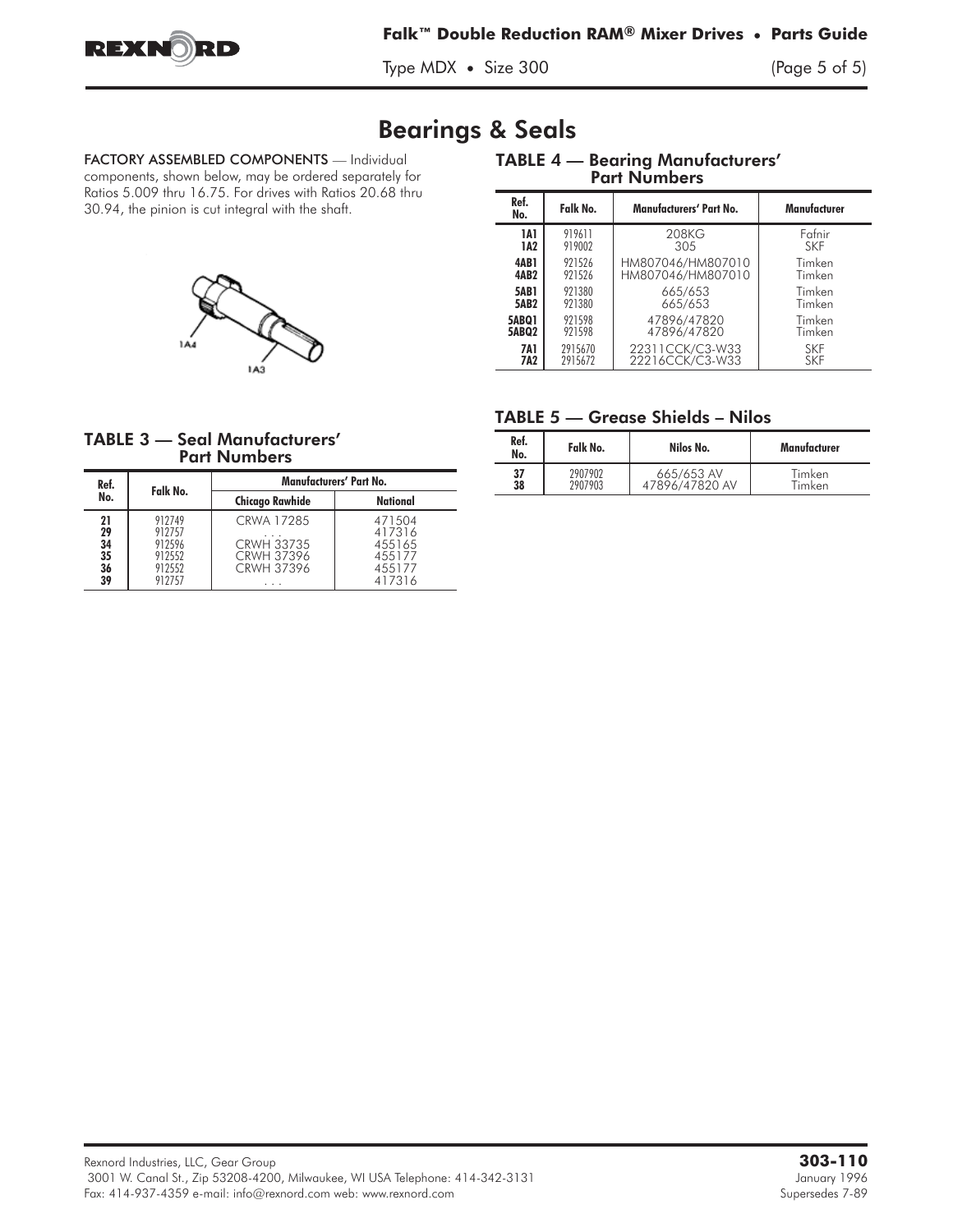# Bearings & Seals

FACTORY ASSEMBLED COMPONENTS — Individual components, shown below, may be ordered separately for Ratios 5.009 thru 16.75. For drives with Ratios 20.68 thru 30.94, the pinion is cut integral with the shaft.

1A4

1A3

## TABLE 3 — Seal Manufacturers' Part Numbers

| Ref. No. | Falk No. | Manufacturers' Part No. | |
|---|---|---|---|
| | | Chicago Rawhide | National |
| 21 | 912749 | CRWA 17285 | 471504 |
| 29 | 912757 | . . . | 417316 |
| 34 | 912596 | CRWH 33735 | 455165 |
| 35 | 912552 | CRWH 37396 | 455177 |
| 36 | 912552 | CRWH 37396 | 455177 |
| 39 | 912757 | . . . | 417316 |

## TABLE 4 — Bearing Manufacturers' Part Numbers

| Ref. No. | Falk No. | Manufacturers' Part No. | Manufacturer |
|---|---|---|---|
| 1A1 | 919611 | 208KG | Fafnir |
| 1A2 | 919002 | 305 | SKF |
| 4AB1 | 921526 | HM807046/HM807010 | Timken |
| 4AB2 | 921526 | HM807046/HM807010 | Timken |
| 5AB1 | 921380 | 665/653 | Timken |
| 5AB2 | 921380 | 665/653 | Timken |
| 5ABQ1 | 921598 | 47896/47820 | Timken |
| 5ABQ2 | 921598 | 47896/47820 | Timken |
| 7A1 | 2915670 | 22311CCK/C3-W33 | SKF |
| 7A2 | 2915672 | 22216CCK/C3-W33 | SKF |

## TABLE 5 — Grease Shields – Nilos

| Ref. No. | Falk No. | Nilos No. | Manufacturer |
|---|---|---|---|
| 37 | 2907902 | 665/653 AV | Timken |
| 38 | 2907903 | 47896/47820 AV | Timken |

Rexnord Industries, LLC, Gear Group
3001 W. Canal St., Zip 53208-4200, Milwaukee, WI USA Telephone: 414-342-3131
Fax: 414-937-4359 e-mail: info@rexnord.com web: www.rexnord.com

**303-110**
January 1996
Supersedes 7-89